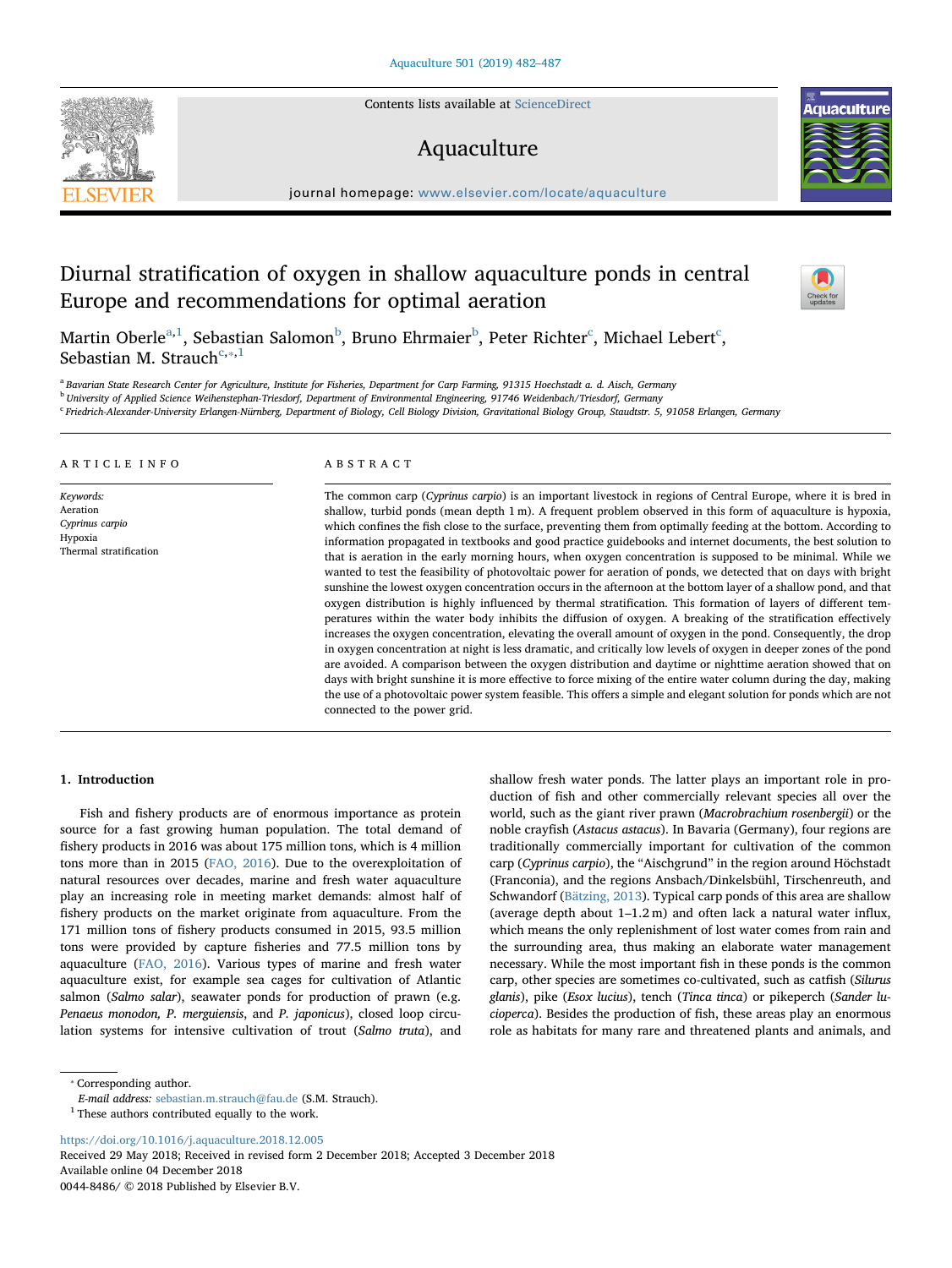# Diurnal stratification of oxygen in shallow aquaculture ponds in central Europe and recommendations for optimal aeration

Martin Oberle[a,1], Sebastian Salomon[b], Bruno Ehrmaier[b], Peter Richter[c], Michael Lebert[c], Sebastian M. Strauch[c,*,1]

[a] Bavarian State Research Center for Agriculture, Institute for Fisheries, Department for Carp Farming, 91315 Hoechstadt a. d. Aisch, Germany
[b] University of Applied Science Weihenstephan-Triesdorf, Department of Environmental Engineering, 91746 Weidenbach/Triesdorf, Germany
[c] Friedrich-Alexander-University Erlangen-Nürnberg, Department of Biology, Cell Biology Division, Gravitational Biology Group, Staudtstr. 5, 91058 Erlangen, Germany

**ARTICLE INFO**

*Keywords:*
Aeration
*Cyprinus carpio*
Hypoxia
Thermal stratification

**ABSTRACT**

The common carp (*Cyprinus carpio*) is an important livestock in regions of Central Europe, where it is bred in shallow, turbid ponds (mean depth 1 m). A frequent problem observed in this form of aquaculture is hypoxia, which confines the fish close to the surface, preventing them from optimally feeding at the bottom. According to information propagated in textbooks and good practice guidebooks and internet documents, the best solution to that is aeration in the early morning hours, when oxygen concentration is supposed to be minimal. While we wanted to test the feasibility of photovoltaic power for aeration of ponds, we detected that on days with bright sunshine the lowest oxygen concentration occurs in the afternoon at the bottom layer of a shallow pond, and that oxygen distribution is highly influenced by thermal stratification. This formation of layers of different temperatures within the water body inhibits the diffusion of oxygen. A breaking of the stratification effectively increases the oxygen concentration, elevating the overall amount of oxygen in the pond. Consequently, the drop in oxygen concentration at night is less dramatic, and critically low levels of oxygen in deeper zones of the pond are avoided. A comparison between the oxygen distribution and daytime or nighttime aeration showed that on days with bright sunshine it is more effective to force mixing of the entire water column during the day, making the use of a photovoltaic power system feasible. This offers a simple and elegant solution for ponds which are not connected to the power grid.

## 1. Introduction

Fish and fishery products are of enormous importance as protein source for a fast growing human population. The total demand of fishery products in 2016 was about 175 million tons, which is 4 million tons more than in 2015 (FAO, 2016). Due to the overexploitation of natural resources over decades, marine and fresh water aquaculture play an increasing role in meeting market demands: almost half of fishery products on the market originate from aquaculture. From the 171 million tons of fishery products consumed in 2015, 93.5 million tons were provided by capture fisheries and 77.5 million tons by aquaculture (FAO, 2016). Various types of marine and fresh water aquaculture exist, for example sea cages for cultivation of Atlantic salmon (*Salmo salar*), seawater ponds for production of prawn (e.g. *Penaeus monodon, P. merguiensis*, and *P. japonicus*), closed loop circulation systems for intensive cultivation of trout (*Salmo truta*), and shallow fresh water ponds. The latter plays an important role in production of fish and other commercially relevant species all over the world, such as the giant river prawn (*Macrobrachium rosenbergii*) or the noble crayfish (*Astacus astacus*). In Bavaria (Germany), four regions are traditionally commercially important for cultivation of the common carp (*Cyprinus carpio*), the "Aischgrund" in the region around Höchstadt (Franconia), and the regions Ansbach/Dinkelsbühl, Tirschenreuth, and Schwandorf (Bätzing, 2013). Typical carp ponds of this area are shallow (average depth about 1–1.2 m) and often lack a natural water influx, which means the only replenishment of lost water comes from rain and the surrounding area, thus making an elaborate water management necessary. While the most important fish in these ponds is the common carp, other species are sometimes co-cultivated, such as catfish (*Silurus glanis*), pike (*Esox lucius*), tench (*Tinca tinca*) or pikeperch (*Sander lucioperca*). Besides the production of fish, these areas play an enormous role as habitats for many rare and threatened plants and animals, and

* Corresponding author.
*E-mail address:* sebastian.m.strauch@fau.de (S.M. Strauch).
[1] These authors contributed equally to the work.

https://doi.org/10.1016/j.aquaculture.2018.12.005
Received 29 May 2018; Received in revised form 2 December 2018; Accepted 3 December 2018
Available online 04 December 2018
0044-8486/ © 2018 Published by Elsevier B.V.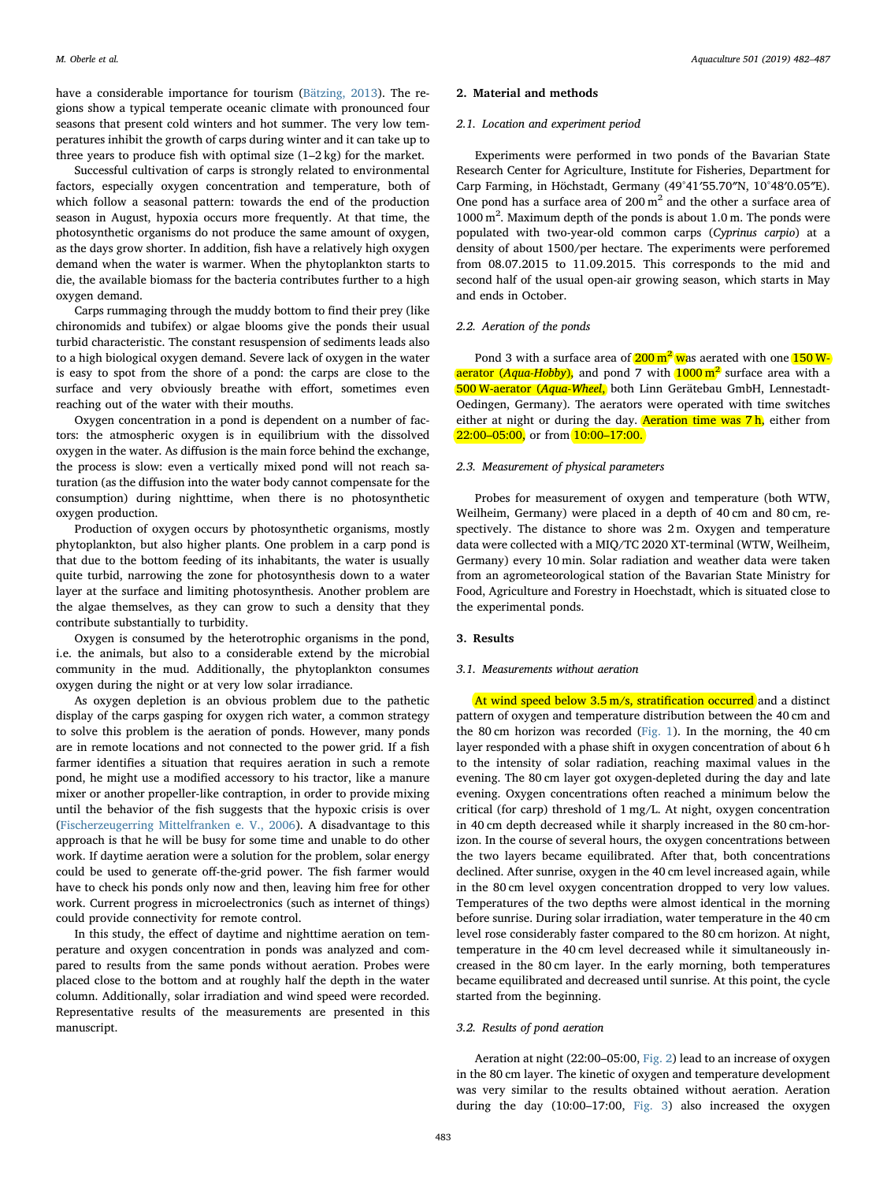have a considerable importance for tourism (Bätzing, 2013). The regions show a typical temperate oceanic climate with pronounced four seasons that present cold winters and hot summer. The very low temperatures inhibit the growth of carps during winter and it can take up to three years to produce fish with optimal size (1–2 kg) for the market.

Successful cultivation of carps is strongly related to environmental factors, especially oxygen concentration and temperature, both of which follow a seasonal pattern: towards the end of the production season in August, hypoxia occurs more frequently. At that time, the photosynthetic organisms do not produce the same amount of oxygen, as the days grow shorter. In addition, fish have a relatively high oxygen demand when the water is warmer. When the phytoplankton starts to die, the available biomass for the bacteria contributes further to a high oxygen demand.

Carps rummaging through the muddy bottom to find their prey (like chironomids and tubifex) or algae blooms give the ponds their usual turbid characteristic. The constant resuspension of sediments leads also to a high biological oxygen demand. Severe lack of oxygen in the water is easy to spot from the shore of a pond: the carps are close to the surface and very obviously breathe with effort, sometimes even reaching out of the water with their mouths.

Oxygen concentration in a pond is dependent on a number of factors: the atmospheric oxygen is in equilibrium with the dissolved oxygen in the water. As diffusion is the main force behind the exchange, the process is slow: even a vertically mixed pond will not reach saturation (as the diffusion into the water body cannot compensate for the consumption) during nighttime, when there is no photosynthetic oxygen production.

Production of oxygen occurs by photosynthetic organisms, mostly phytoplankton, but also higher plants. One problem in a carp pond is that due to the bottom feeding of its inhabitants, the water is usually quite turbid, narrowing the zone for photosynthesis down to a water layer at the surface and limiting photosynthesis. Another problem are the algae themselves, as they can grow to such a density that they contribute substantially to turbidity.

Oxygen is consumed by the heterotrophic organisms in the pond, i.e. the animals, but also to a considerable extend by the microbial community in the mud. Additionally, the phytoplankton consumes oxygen during the night or at very low solar irradiance.

As oxygen depletion is an obvious problem due to the pathetic display of the carps gasping for oxygen rich water, a common strategy to solve this problem is the aeration of ponds. However, many ponds are in remote locations and not connected to the power grid. If a fish farmer identifies a situation that requires aeration in such a remote pond, he might use a modified accessory to his tractor, like a manure mixer or another propeller-like contraption, in order to provide mixing until the behavior of the fish suggests that the hypoxic crisis is over (Fischerzeugerring Mittelfranken e. V., 2006). A disadvantage to this approach is that he will be busy for some time and unable to do other work. If daytime aeration were a solution for the problem, solar energy could be used to generate off-the-grid power. The fish farmer would have to check his ponds only now and then, leaving him free for other work. Current progress in microelectronics (such as internet of things) could provide connectivity for remote control.

In this study, the effect of daytime and nighttime aeration on temperature and oxygen concentration in ponds was analyzed and compared to results from the same ponds without aeration. Probes were placed close to the bottom and at roughly half the depth in the water column. Additionally, solar irradiation and wind speed were recorded. Representative results of the measurements are presented in this manuscript.

## 2. Material and methods

### 2.1. Location and experiment period

Experiments were performed in two ponds of the Bavarian State Research Center for Agriculture, Institute for Fisheries, Department for Carp Farming, in Höchstadt, Germany (49°41′55.70″N, 10°48′0.05″E). One pond has a surface area of 200 $m^2$ and the other a surface area of 1000 $m^2$. Maximum depth of the ponds is about 1.0 m. The ponds were populated with two-year-old common carps (*Cyprinus carpio*) at a density of about 1500/per hectare. The experiments were performed from 08.07.2015 to 11.09.2015. This corresponds to the mid and second half of the usual open-air growing season, which starts in May and ends in October.

### 2.2. Aeration of the ponds

Pond 3 with a surface area of 200 $m^2$ was aerated with one 150 W-aerator (*Aqua-Hobby*), and pond 7 with 1000 $m^2$ surface area with a 500 W-aerator (*Aqua-Wheel*, both Linn Gerätebau GmbH, Lennestadt-Oedingen, Germany). The aerators were operated with time switches either at night or during the day. Aeration time was 7 h, either from 22:00–05:00, or from 10:00–17:00.

### 2.3. Measurement of physical parameters

Probes for measurement of oxygen and temperature (both WTW, Weilheim, Germany) were placed in a depth of 40 cm and 80 cm, respectively. The distance to shore was 2 m. Oxygen and temperature data were collected with a MIQ/TC 2020 XT-terminal (WTW, Weilheim, Germany) every 10 min. Solar radiation and weather data were taken from an agrometeorological station of the Bavarian State Ministry for Food, Agriculture and Forestry in Hoechstadt, which is situated close to the experimental ponds.

## 3. Results

### 3.1. Measurements without aeration

At wind speed below 3.5 m/s, stratification occurred and a distinct pattern of oxygen and temperature distribution between the 40 cm and the 80 cm horizon was recorded (Fig. 1). In the morning, the 40 cm layer responded with a phase shift in oxygen concentration of about 6 h to the intensity of solar radiation, reaching maximal values in the evening. The 80 cm layer got oxygen-depleted during the day and late evening. Oxygen concentrations often reached a minimum below the critical (for carp) threshold of 1 mg/L. At night, oxygen concentration in 40 cm depth decreased while it sharply increased in the 80 cm-horizon. In the course of several hours, the oxygen concentrations between the two layers became equilibrated. After that, both concentrations declined. After sunrise, oxygen in the 40 cm level increased again, while in the 80 cm level oxygen concentration dropped to very low values. Temperatures of the two depths were almost identical in the morning before sunrise. During solar irradiation, water temperature in the 40 cm level rose considerably faster compared to the 80 cm horizon. At night, temperature in the 40 cm level decreased while it simultaneously increased in the 80 cm layer. In the early morning, both temperatures became equilibrated and decreased until sunrise. At this point, the cycle started from the beginning.

### 3.2. Results of pond aeration

Aeration at night (22:00–05:00, Fig. 2) lead to an increase of oxygen in the 80 cm layer. The kinetic of oxygen and temperature development was very similar to the results obtained without aeration. Aeration during the day (10:00–17:00, Fig. 3) also increased the oxygen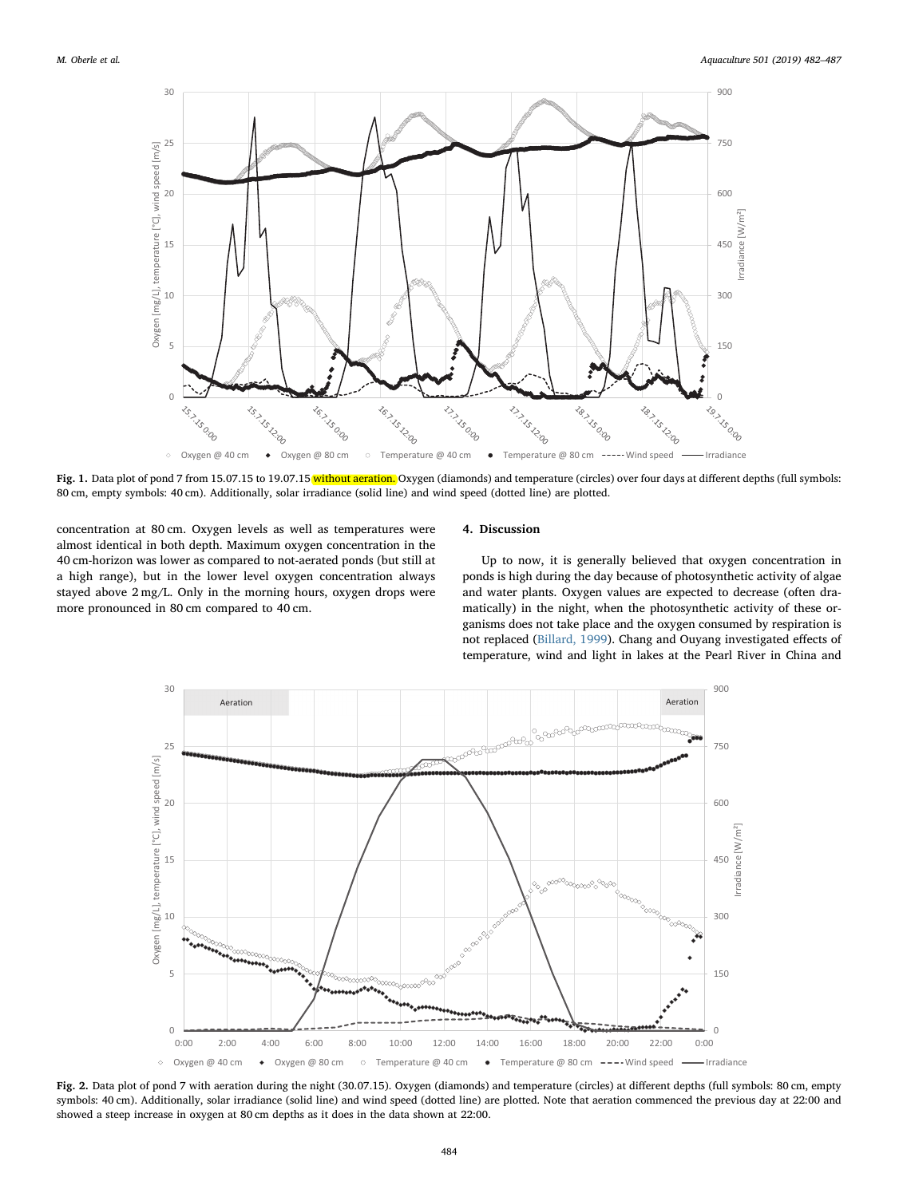Fig. 1. Data plot of pond 7 from 15.07.15 to 19.07.15 without aeration. Oxygen (diamonds) and temperature (circles) over four days at different depths (full symbols: 80 cm, empty symbols: 40 cm). Additionally, solar irradiance (solid line) and wind speed (dotted line) are plotted.

concentration at 80 cm. Oxygen levels as well as temperatures were almost identical in both depth. Maximum oxygen concentration in the 40 cm-horizon was lower as compared to not-aerated ponds (but still at a high range), but in the lower level oxygen concentration always stayed above 2 mg/L. Only in the morning hours, oxygen drops were more pronounced in 80 cm compared to 40 cm.

## 4. Discussion

Up to now, it is generally believed that oxygen concentration in ponds is high during the day because of photosynthetic activity of algae and water plants. Oxygen values are expected to decrease (often dramatically) in the night, when the photosynthetic activity of these organisms does not take place and the oxygen consumed by respiration is not replaced (Billard, 1999). Chang and Ouyang investigated effects of temperature, wind and light in lakes at the Pearl River in China and

Fig. 2. Data plot of pond 7 with aeration during the night (30.07.15). Oxygen (diamonds) and temperature (circles) at different depths (full symbols: 80 cm, empty symbols: 40 cm). Additionally, solar irradiance (solid line) and wind speed (dotted line) are plotted. Note that aeration commenced the previous day at 22:00 and showed a steep increase in oxygen at 80 cm depths as it does in the data shown at 22:00.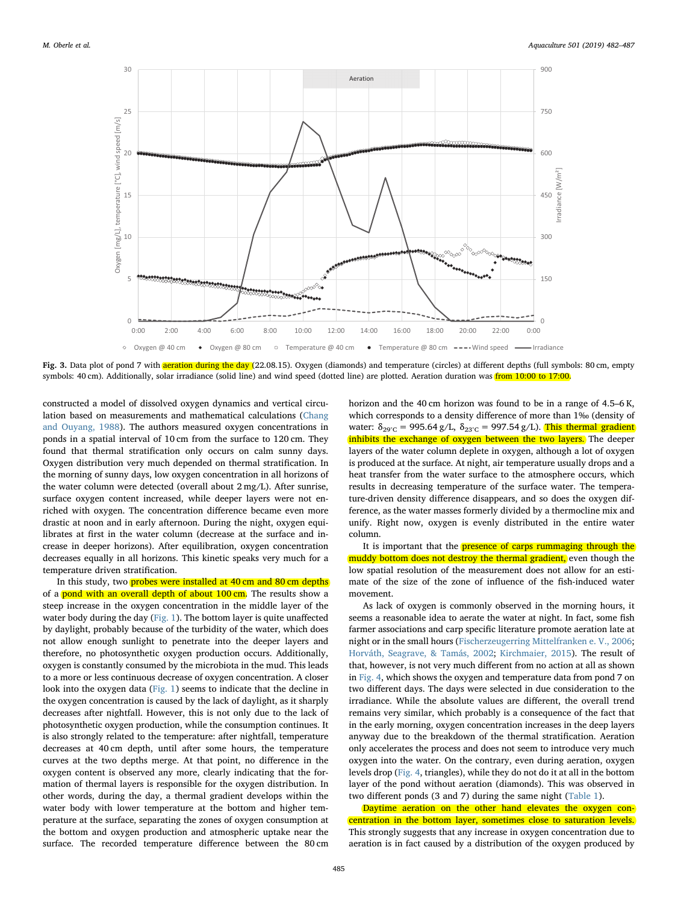Fig. 3. Data plot of pond 7 with aeration during the day (22.08.15). Oxygen (diamonds) and temperature (circles) at different depths (full symbols: 80 cm, empty symbols: 40 cm). Additionally, solar irradiance (solid line) and wind speed (dotted line) are plotted. Aeration duration was from 10:00 to 17:00.

constructed a model of dissolved oxygen dynamics and vertical circulation based on measurements and mathematical calculations (Chang and Ouyang, 1988). The authors measured oxygen concentrations in ponds in a spatial interval of 10 cm from the surface to 120 cm. They found that thermal stratification only occurs on calm sunny days. Oxygen distribution very much depended on thermal stratification. In the morning of sunny days, low oxygen concentration in all horizons of the water column were detected (overall about 2 mg/L). After sunrise, surface oxygen content increased, while deeper layers were not enriched with oxygen. The concentration difference became even more drastic at noon and in early afternoon. During the night, oxygen equilibrates at first in the water column (decrease at the surface and increase in deeper horizons). After equilibration, oxygen concentration decreases equally in all horizons. This kinetic speaks very much for a temperature driven stratification.

In this study, two probes were installed at 40 cm and 80 cm depths of a pond with an overall depth of about 100 cm. The results show a steep increase in the oxygen concentration in the middle layer of the water body during the day (Fig. 1). The bottom layer is quite unaffected by daylight, probably because of the turbidity of the water, which does not allow enough sunlight to penetrate into the deeper layers and therefore, no photosynthetic oxygen production occurs. Additionally, oxygen is constantly consumed by the microbiota in the mud. This leads to a more or less continuous decrease of oxygen concentration. A closer look into the oxygen data (Fig. 1) seems to indicate that the decline in the oxygen concentration is caused by the lack of daylight, as it sharply decreases after nightfall. However, this is not only due to the lack of photosynthetic oxygen production, while the consumption continues. It is also strongly related to the temperature: after nightfall, temperature decreases at 40 cm depth, until after some hours, the temperature curves at the two depths merge. At that point, no difference in the oxygen content is observed any more, clearly indicating that the formation of thermal layers is responsible for the oxygen distribution. In other words, during the day, a thermal gradient develops within the water body with lower temperature at the bottom and higher temperature at the surface, separating the zones of oxygen consumption at the bottom and oxygen production and atmospheric uptake near the surface. The recorded temperature difference between the 80 cm horizon and the 40 cm horizon was found to be in a range of 4.5–6 K, which corresponds to a density difference of more than 1‰ (density of water: $\delta_{29^{\circ}C} = 995.64$ g/L, $\delta_{23^{\circ}C} = 997.54$ g/L). This thermal gradient inhibits the exchange of oxygen between the two layers. The deeper layers of the water column deplete in oxygen, although a lot of oxygen is produced at the surface. At night, air temperature usually drops and a heat transfer from the water surface to the atmosphere occurs, which results in decreasing temperature of the surface water. The temperature-driven density difference disappears, and so does the oxygen difference, as the water masses formerly divided by a thermocline mix and unify. Right now, oxygen is evenly distributed in the entire water column.

It is important that the presence of carps rummaging through the muddy bottom does not destroy the thermal gradient, even though the low spatial resolution of the measurement does not allow for an estimate of the size of the zone of influence of the fish-induced water movement.

As lack of oxygen is commonly observed in the morning hours, it seems a reasonable idea to aerate the water at night. In fact, some fish farmer associations and carp specific literature promote aeration late at night or in the small hours (Fischerzeugerring Mittelfranken e. V., 2006; Horváth, Seagrave, & Tamás, 2002; Kirchmaier, 2015). The result of that, however, is not very much different from no action at all as shown in Fig. 4, which shows the oxygen and temperature data from pond 7 on two different days. The days were selected in due consideration to the irradiance. While the absolute values are different, the overall trend remains very similar, which probably is a consequence of the fact that in the early morning, oxygen concentration increases in the deep layers anyway due to the breakdown of the thermal stratification. Aeration only accelerates the process and does not seem to introduce very much oxygen into the water. On the contrary, even during aeration, oxygen levels drop (Fig. 4, triangles), while they do not do it at all in the bottom layer of the pond without aeration (diamonds). This was observed in two different ponds (3 and 7) during the same night (Table 1).

Daytime aeration on the other hand elevates the oxygen concentration in the bottom layer, sometimes close to saturation levels. This strongly suggests that any increase in oxygen concentration due to aeration is in fact caused by a distribution of the oxygen produced by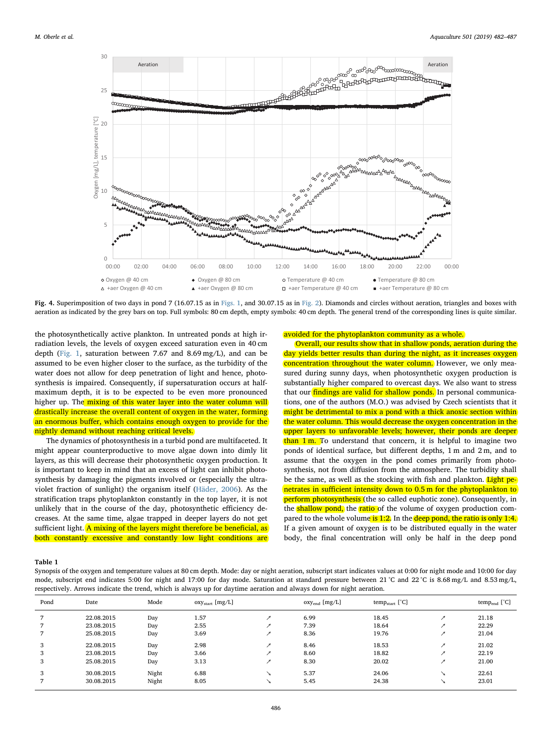Aeration

Aeration

30

25

20

15

10

5

0

Oxygen [mg/L], temperature [°C]

00:00 02:00 04:00 06:00 08:00 10:00 12:00 14:00 16:00 18:00 20:00 22:00 00:00

◇ Oxygen @ 40 cm ◆ Oxygen @ 80 cm ○ Temperature @ 40 cm ● Temperature @ 80 cm

△ +aer Oxygen @ 40 cm ▲ +aer Oxygen @ 80 cm □ +aer Temperature @ 40 cm ■ +aer Temperature @ 80 cm

**Fig. 4.** Superimposition of two days in pond 7 (16.07.15 as in Figs. 1, and 30.07.15 as in Fig. 2). Diamonds and circles without aeration, triangles and boxes with aeration as indicated by the grey bars on top. Full symbols: 80 cm depth, empty symbols: 40 cm depth. The general trend of the corresponding lines is quite similar.

the photosynthetically active plankton. In untreated ponds at high irradiation levels, the levels of oxygen exceed saturation even in 40 cm depth (Fig. 1, saturation between 7.67 and 8.69 mg/L), and can be assumed to be even higher closer to the surface, as the turbidity of the water does not allow for deep penetration of light and hence, photosynthesis is impaired. Consequently, if supersaturation occurs at half-maximum depth, it is to be expected to be even more pronounced higher up. The mixing of this water layer into the water column will drastically increase the overall content of oxygen in the water, forming an enormous buffer, which contains enough oxygen to provide for the nightly demand without reaching critical levels.

The dynamics of photosynthesis in a turbid pond are multifaceted. It might appear counterproductive to move algae down into dimly lit layers, as this will decrease their photosynthetic oxygen production. It is important to keep in mind that an excess of light can inhibit photosynthesis by damaging the pigments involved or (especially the ultraviolet fraction of sunlight) the organism itself (Häder, 2006). As the stratification traps phytoplankton constantly in the top layer, it is not unlikely that in the course of the day, photosynthetic efficiency decreases. At the same time, algae trapped in deeper layers do not get sufficient light. A mixing of the layers might therefore be beneficial, as both constantly excessive and constantly low light conditions are avoided for the phytoplankton community as a whole.

Overall, our results show that in shallow ponds, aeration during the day yields better results than during the night, as it increases oxygen concentration throughout the water column. However, we only measured during sunny days, when photosynthetic oxygen production is substantially higher compared to overcast days. We also want to stress that our findings are valid for shallow ponds. In personal communications, one of the authors (M.O.) was advised by Czech scientists that it might be detrimental to mix a pond with a thick anoxic section within the water column. This would decrease the oxygen concentration in the upper layers to unfavorable levels; however, their ponds are deeper than 1 m. To understand that concern, it is helpful to imagine two ponds of identical surface, but different depths, 1 m and 2 m, and to assume that the oxygen in the pond comes primarily from photosynthesis, not from diffusion from the atmosphere. The turbidity shall be the same, as well as the stocking with fish and plankton. Light penetrates in sufficient intensity down to 0.5 m for the phytoplankton to perform photosynthesis (the so called euphotic zone). Consequently, in the shallow pond, the ratio of the volume of oxygen production compared to the whole volume is 1:2. In the deep pond, the ratio is only 1:4. If a given amount of oxygen is to be distributed equally in the water body, the final concentration will only be half in the deep pond

**Table 1**
Synopsis of the oxygen and temperature values at 80 cm depth. Mode: day or night aeration, subscript start indicates values at 0:00 for night mode and 10:00 for day mode, subscript end indicates 5:00 for night and 17:00 for day mode. Saturation at standard pressure between 21 °C and 22 °C is 8.68 mg/L and 8.53 mg/L, respectively. Arrows indicate the trend, which is always up for daytime aeration and always down for night aeration.

| Pond | Date | Mode | $oxy_{start}$ [mg/L] | | $oxy_{end}$ [mg/L] | $temp_{start}$ [°C] | | $temp_{end}$ [°C] |
|---|---|---|---|---|---|---|---|---|
| 7 | 22.08.2015 | Day | 1.57 | ↗ | 6.99 | 18.45 | ↗ | 21.18 |
| 7 | 23.08.2015 | Day | 2.55 | ↗ | 7.39 | 18.64 | ↗ | 22.29 |
| 7 | 25.08.2015 | Day | 3.69 | ↗ | 8.36 | 19.76 | ↗ | 21.04 |
| 3 | 22.08.2015 | Day | 2.98 | ↗ | 8.46 | 18.53 | ↗ | 21.02 |
| 3 | 23.08.2015 | Day | 3.66 | ↗ | 8.60 | 18.82 | ↗ | 22.19 |
| 3 | 25.08.2015 | Day | 3.13 | ↗ | 8.30 | 20.02 | ↗ | 21.00 |
| 3 | 30.08.2015 | Night | 6.88 | ↘ | 5.37 | 24.06 | ↘ | 22.61 |
| 7 | 30.08.2015 | Night | 8.05 | ↘ | 5.45 | 24.38 | ↘ | 23.01 |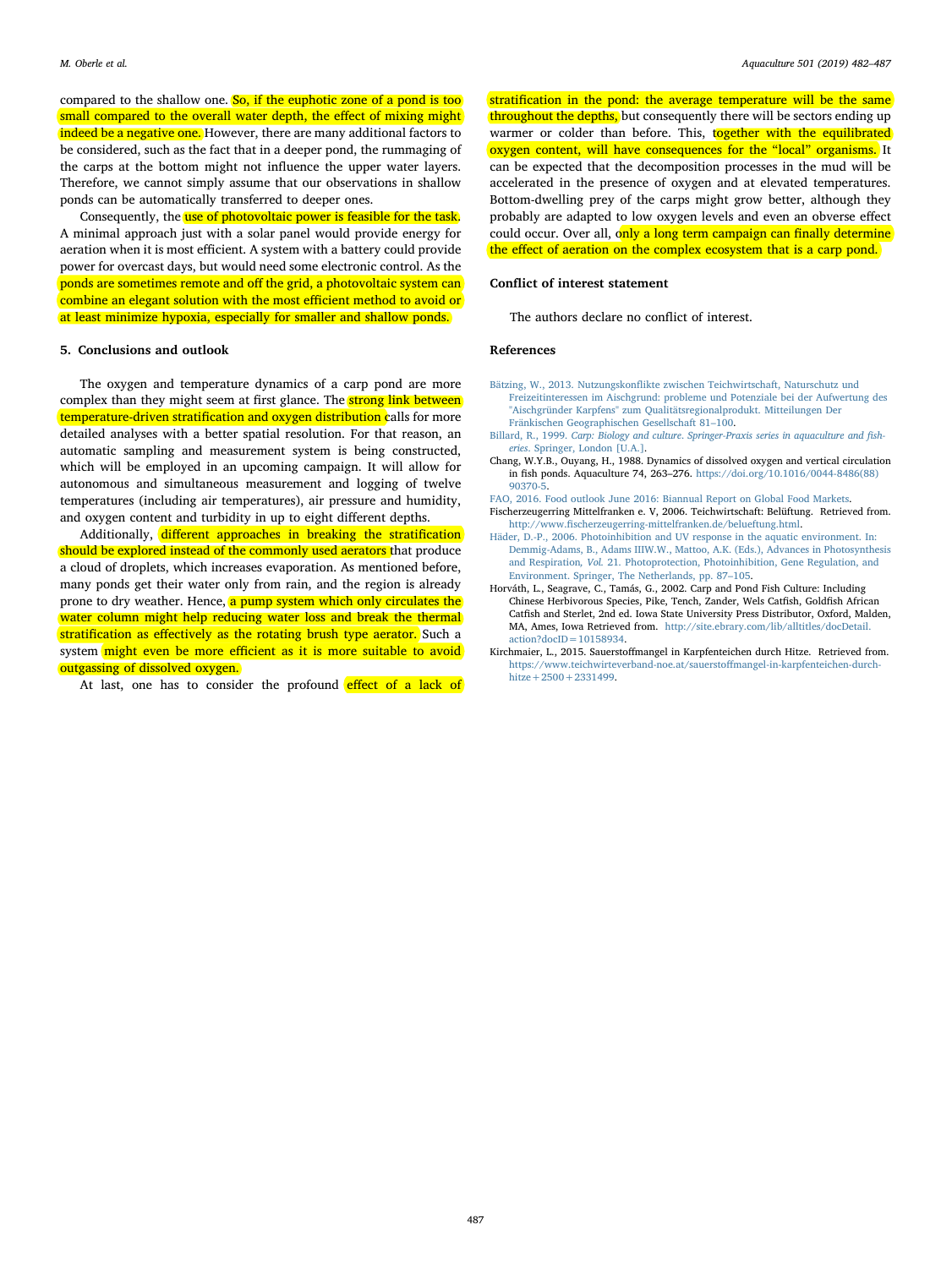compared to the shallow one. So, if the euphotic zone of a pond is too small compared to the overall water depth, the effect of mixing might indeed be a negative one. However, there are many additional factors to be considered, such as the fact that in a deeper pond, the rummaging of the carps at the bottom might not influence the upper water layers. Therefore, we cannot simply assume that our observations in shallow ponds can be automatically transferred to deeper ones.

Consequently, the use of photovoltaic power is feasible for the task. A minimal approach just with a solar panel would provide energy for aeration when it is most efficient. A system with a battery could provide power for overcast days, but would need some electronic control. As the ponds are sometimes remote and off the grid, a photovoltaic system can combine an elegant solution with the most efficient method to avoid or at least minimize hypoxia, especially for smaller and shallow ponds.

## 5. Conclusions and outlook

The oxygen and temperature dynamics of a carp pond are more complex than they might seem at first glance. The strong link between temperature-driven stratification and oxygen distribution calls for more detailed analyses with a better spatial resolution. For that reason, an automatic sampling and measurement system is being constructed, which will be employed in an upcoming campaign. It will allow for autonomous and simultaneous measurement and logging of twelve temperatures (including air temperatures), air pressure and humidity, and oxygen content and turbidity in up to eight different depths.

Additionally, different approaches in breaking the stratification should be explored instead of the commonly used aerators that produce a cloud of droplets, which increases evaporation. As mentioned before, many ponds get their water only from rain, and the region is already prone to dry weather. Hence, a pump system which only circulates the water column might help reducing water loss and break the thermal stratification as effectively as the rotating brush type aerator. Such a system might even be more efficient as it is more suitable to avoid outgassing of dissolved oxygen.

At last, one has to consider the profound effect of a lack of stratification in the pond: the average temperature will be the same throughout the depths, but consequently there will be sectors ending up warmer or colder than before. This, together with the equilibrated oxygen content, will have consequences for the "local" organisms. It can be expected that the decomposition processes in the mud will be accelerated in the presence of oxygen and at elevated temperatures. Bottom-dwelling prey of the carps might grow better, although they probably are adapted to low oxygen levels and even an obverse effect could occur. Over all, only a long term campaign can finally determine the effect of aeration on the complex ecosystem that is a carp pond.

## Conflict of interest statement

The authors declare no conflict of interest.

## References

Bätzing, W., 2013. Nutzungskonflikte zwischen Teichwirtschaft, Naturschutz und Freizeitinteressen im Aischgrund: probleme und Potenziale bei der Aufwertung des "Aischgründer Karpfens" zum Qualitätsregionalprodukt. Mitteilungen Der Fränkischen Geographischen Gesellschaft 81–100.

Billard, R., 1999. *Carp: Biology and culture. Springer-Praxis series in aquaculture and fisheries*. Springer, London [U.A.].

Chang, W.Y.B., Ouyang, H., 1988. Dynamics of dissolved oxygen and vertical circulation in fish ponds. Aquaculture 74, 263–276. https://doi.org/10.1016/0044-8486(88)90370-5.

FAO, 2016. Food outlook June 2016: Biannual Report on Global Food Markets.

Fischerzeugerring Mittelfranken e. V, 2006. Teichwirtschaft: Belüftung. Retrieved from. http://www.fischerzeugerring-mittelfranken.de/belueftung.html.

Häder, D.-P., 2006. Photoinhibition and UV response in the aquatic environment. In: Demmig-Adams, B., Adams IIIW.W., Mattoo, A.K. (Eds.), Advances in Photosynthesis and Respiration, *Vol.* 21. Photoprotection, Photoinhibition, Gene Regulation, and Environment. Springer, The Netherlands, pp. 87–105.

Horváth, L., Seagrave, C., Tamás, G., 2002. Carp and Pond Fish Culture: Including Chinese Herbivorous Species, Pike, Tench, Zander, Wels Catfish, Goldfish African Catfish and Sterlet, 2nd ed. Iowa State University Press Distributor, Oxford, Malden, MA, Ames, Iowa Retrieved from. http://site.ebrary.com/lib/alltitles/docDetail.action?docID=10158934.

Kirchmaier, L., 2015. Sauerstoffmangel in Karpfenteichen durch Hitze. Retrieved from. https://www.teichwirteverband-noe.at/sauerstoffmangel-in-karpfenteichen-durch-hitze+2500+2331499.